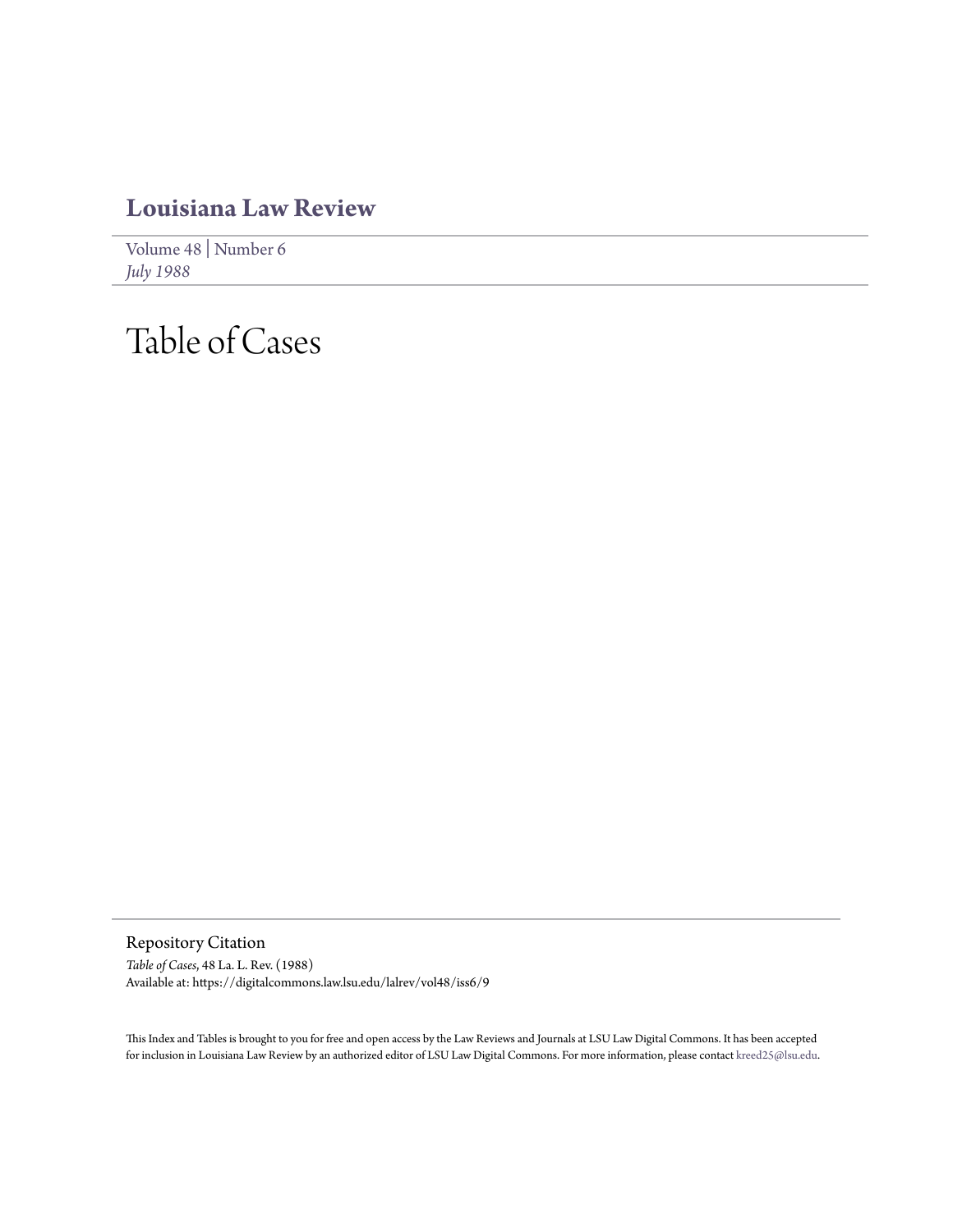# Louisiana Law Review

Volume 48 | Number 6
*July 1988*

# Table of Cases

## Repository Citation

*Table of Cases*, 48 La. L. Rev. (1988)
Available at: https://digitalcommons.law.lsu.edu/lalrev/vol48/iss6/9

This Index and Tables is brought to you for free and open access by the Law Reviews and Journals at LSU Law Digital Commons. It has been accepted for inclusion in Louisiana Law Review by an authorized editor of LSU Law Digital Commons. For more information, please contact kreed25@lsu.edu.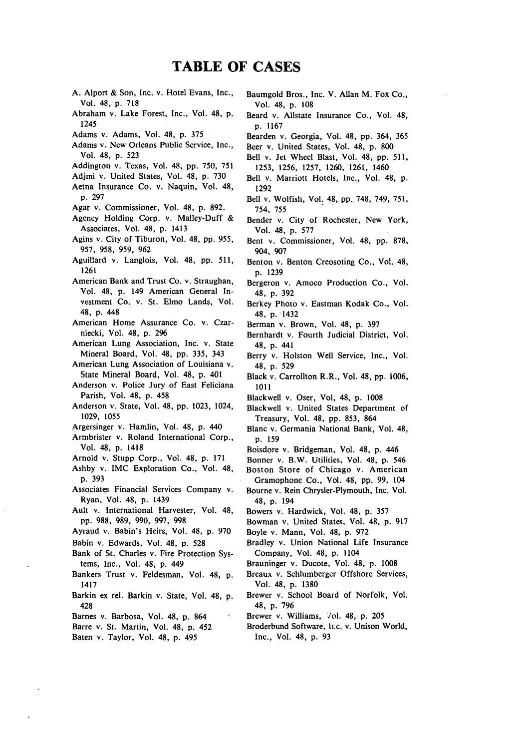# TABLE OF CASES

A. Alport & Son, Inc. v. Hotel Evans, Inc., Vol. 48, p. 718

Abraham v. Lake Forest, Inc., Vol. 48, p. 1245

Adams v. Adams, Vol. 48, p. 375

Adams v. New Orleans Public Service, Inc., Vol. 48, p. 523

Addington v. Texas, Vol. 48, pp. 750, 751

Adjmi v. United States, Vol. 48, p. 730

Aetna Insurance Co. v. Naquin, Vol. 48, p. 297

Agar v. Commissioner, Vol. 48, p. 892.

Agency Holding Corp. v. Malley-Duff & Associates, Vol. 48, p. 1413

Agins v. City of Tiburon, Vol. 48, pp. 955, 957, 958, 959, 962

Aguillard v. Langlois, Vol. 48, pp. 511, 1261

American Bank and Trust Co. v. Straughan, Vol. 48, p. 149 American General Investment Co. v. St. Elmo Lands, Vol. 48, p. 448

American Home Assurance Co. v. Czarniecki, Vol. 48, p. 296

American Lung Association, Inc. v. State Mineral Board, Vol. 48, pp. 335, 343

American Lung Association of Louisiana v. State Mineral Board, Vol. 48, p. 401

Anderson v. Police Jury of East Feliciana Parish, Vol. 48, p. 458

Anderson v. State, Vol. 48, pp. 1023, 1024, 1029, 1055

Argersinger v. Hamlin, Vol. 48, p. 440

Armbrister v. Roland International Corp., Vol. 48, p. 1418

Arnold v. Stupp Corp., Vol. 48, p. 171

Ashby v. IMC Exploration Co., Vol. 48, p. 393

Associates Financial Services Company v. Ryan, Vol. 48, p. 1439

Ault v. International Harvester, Vol. 48, pp. 988, 989, 990, 997, 998

Ayraud v. Babin's Heirs, Vol. 48, p. 970

Babin v. Edwards, Vol. 48, p. 528

Bank of St. Charles v. Fire Protection Systems, Inc., Vol. 48, p. 449

Bankers Trust v. Feldesman, Vol. 48, p. 1417

Barkin ex rel. Barkin v. State, Vol. 48, p. 428

Barnes v. Barbosa, Vol. 48, p. 864

Barre v. St. Martin, Vol. 48, p. 452

Baten v. Taylor, Vol. 48, p. 495

Baumgold Bros., Inc. V. Allan M. Fox Co., Vol. 48, p. 108

Beard v. Allstate Insurance Co., Vol. 48, p. 1167

Bearden v. Georgia, Vol. 48, pp. 364, 365

Beer v. United States, Vol. 48, p. 800

Bell v. Jet Wheel Blast, Vol. 48, pp. 511, 1253, 1256, 1257, 1260, 1261, 1460

Bell v. Marriott Hotels, Inc., Vol. 48, p. 1292

Bell v. Wolfish, Vol. 48, pp. 748, 749, 751, 754, 755

Bender v. City of Rochester, New York, Vol. 48, p. 577

Bent v. Commissioner, Vol. 48, pp. 878, 904, 907

Benton v. Benton Creosoting Co., Vol. 48, p. 1239

Bergeron v. Amoco Production Co., Vol. 48, p. 392

Berkey Photo v. Eastman Kodak Co., Vol. 48, p. 1432

Berman v. Brown, Vol. 48, p. 397

Bernhardt v. Fourth Judicial District, Vol. 48, p. 441

Berry v. Holston Well Service, Inc., Vol. 48, p. 529

Black v. Carrollton R.R., Vol. 48, pp. 1006, 1011

Blackwell v. Oser, Vol, 48, p. 1008

Blackwell v. United States Department of Treasury, Vol. 48, pp. 853, 864

Blanc v. Germania National Bank, Vol. 48, p. 159

Boisdore v. Bridgeman, Vol. 48, p. 446

Bonner v. B.W. Utilities, Vol. 48, p. 546

Boston Store of Chicago v. American Gramophone Co., Vol. 48, pp. 99, 104

Bourne v. Rein Chrysler-Plymouth, Inc. Vol. 48, p. 194

Bowers v. Hardwick, Vol. 48, p. 357

Bowman v. United States, Vol. 48, p. 917

Boyle v. Mann, Vol. 48, p. 972

Bradley v. Union National Life Insurance Company, Vol. 48, p. 1104

Brauninger v. Ducote, Vol. 48, p. 1008

Breaux v. Schlumberger Offshore Services, Vol. 48, p. 1380

Brewer v. School Board of Norfolk, Vol. 48, p. 796

Brewer v. Williams, Vol. 48, p. 205

Broderbund Software, Inc. v. Unison World, Inc., Vol. 48, p. 93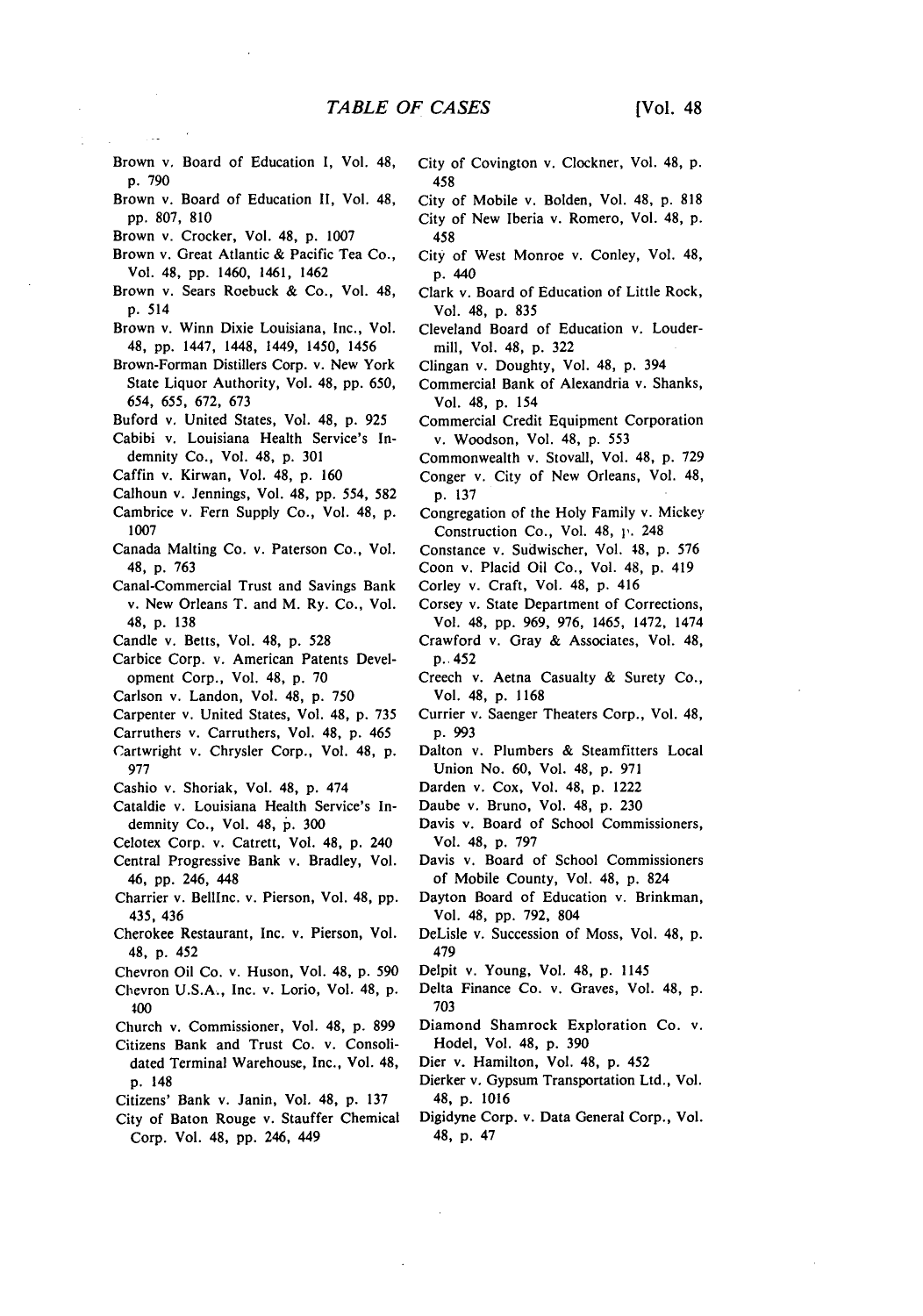Brown v. Board of Education I, Vol. 48, p. 790

Brown v. Board of Education II, Vol. 48, pp. 807, 810

Brown v. Crocker, Vol. 48, p. 1007

Brown v. Great Atlantic & Pacific Tea Co., Vol. 48, pp. 1460, 1461, 1462

Brown v. Sears Roebuck & Co., Vol. 48, p. 514

Brown v. Winn Dixie Louisiana, Inc., Vol. 48, pp. 1447, 1448, 1449, 1450, 1456

Brown-Forman Distillers Corp. v. New York State Liquor Authority, Vol. 48, pp. 650, 654, 655, 672, 673

Buford v. United States, Vol. 48, p. 925

Cabibi v. Louisiana Health Service's Indemnity Co., Vol. 48, p. 301

Caffin v. Kirwan, Vol. 48, p. 160

Calhoun v. Jennings, Vol. 48, pp. 554, 582

Cambrice v. Fern Supply Co., Vol. 48, p. 1007

Canada Malting Co. v. Paterson Co., Vol. 48, p. 763

Canal-Commercial Trust and Savings Bank v. New Orleans T. and M. Ry. Co., Vol. 48, p. 138

Candle v. Betts, Vol. 48, p. 528

Carbice Corp. v. American Patents Development Corp., Vol. 48, p. 70

Carlson v. Landon, Vol. 48, p. 750

Carpenter v. United States, Vol. 48, p. 735

Carruthers v. Carruthers, Vol. 48, p. 465

Cartwright v. Chrysler Corp., Vol. 48, p. 977

Cashio v. Shoriak, Vol. 48, p. 474

Cataldie v. Louisiana Health Service's Indemnity Co., Vol. 48, p. 300

Celotex Corp. v. Catrett, Vol. 48, p. 240

Central Progressive Bank v. Bradley, Vol. 46, pp. 246, 448

Charrier v. BellInc. v. Pierson, Vol. 48, pp. 435, 436

Cherokee Restaurant, Inc. v. Pierson, Vol. 48, p. 452

Chevron Oil Co. v. Huson, Vol. 48, p. 590

Chevron U.S.A., Inc. v. Lorio, Vol. 48, p. 400

Church v. Commissioner, Vol. 48, p. 899

Citizens Bank and Trust Co. v. Consolidated Terminal Warehouse, Inc., Vol. 48, p. 148

Citizens' Bank v. Janin, Vol. 48, p. 137

City of Baton Rouge v. Stauffer Chemical Corp. Vol. 48, pp. 246, 449

City of Covington v. Clockner, Vol. 48, p. 458

City of Mobile v. Bolden, Vol. 48, p. 818

City of New Iberia v. Romero, Vol. 48, p. 458

City of West Monroe v. Conley, Vol. 48, p. 440

Clark v. Board of Education of Little Rock, Vol. 48, p. 835

Cleveland Board of Education v. Loudermill, Vol. 48, p. 322

Clingan v. Doughty, Vol. 48, p. 394

Commercial Bank of Alexandria v. Shanks, Vol. 48, p. 154

Commercial Credit Equipment Corporation v. Woodson, Vol. 48, p. 553

Commonwealth v. Stovall, Vol. 48, p. 729

Conger v. City of New Orleans, Vol. 48, p. 137

Congregation of the Holy Family v. Mickey Construction Co., Vol. 48, p. 248

Constance v. Sudwischer, Vol. 48, p. 576

Coon v. Placid Oil Co., Vol. 48, p. 419

Corley v. Craft, Vol. 48, p. 416

Corsey v. State Department of Corrections, Vol. 48, pp. 969, 976, 1465, 1472, 1474

Crawford v. Gray & Associates, Vol. 48, p. 452

Creech v. Aetna Casualty & Surety Co., Vol. 48, p. 1168

Currier v. Saenger Theaters Corp., Vol. 48, p. 993

Dalton v. Plumbers & Steamfitters Local Union No. 60, Vol. 48, p. 971

Darden v. Cox, Vol. 48, p. 1222

Daube v. Bruno, Vol. 48, p. 230

Davis v. Board of School Commissioners, Vol. 48, p. 797

Davis v. Board of School Commissioners of Mobile County, Vol. 48, p. 824

Dayton Board of Education v. Brinkman, Vol. 48, pp. 792, 804

DeLisle v. Succession of Moss, Vol. 48, p. 479

Delpit v. Young, Vol. 48, p. 1145

Delta Finance Co. v. Graves, Vol. 48, p. 703

Diamond Shamrock Exploration Co. v. Hodel, Vol. 48, p. 390

Dier v. Hamilton, Vol. 48, p. 452

Dierker v. Gypsum Transportation Ltd., Vol. 48, p. 1016

Digidyne Corp. v. Data General Corp., Vol. 48, p. 47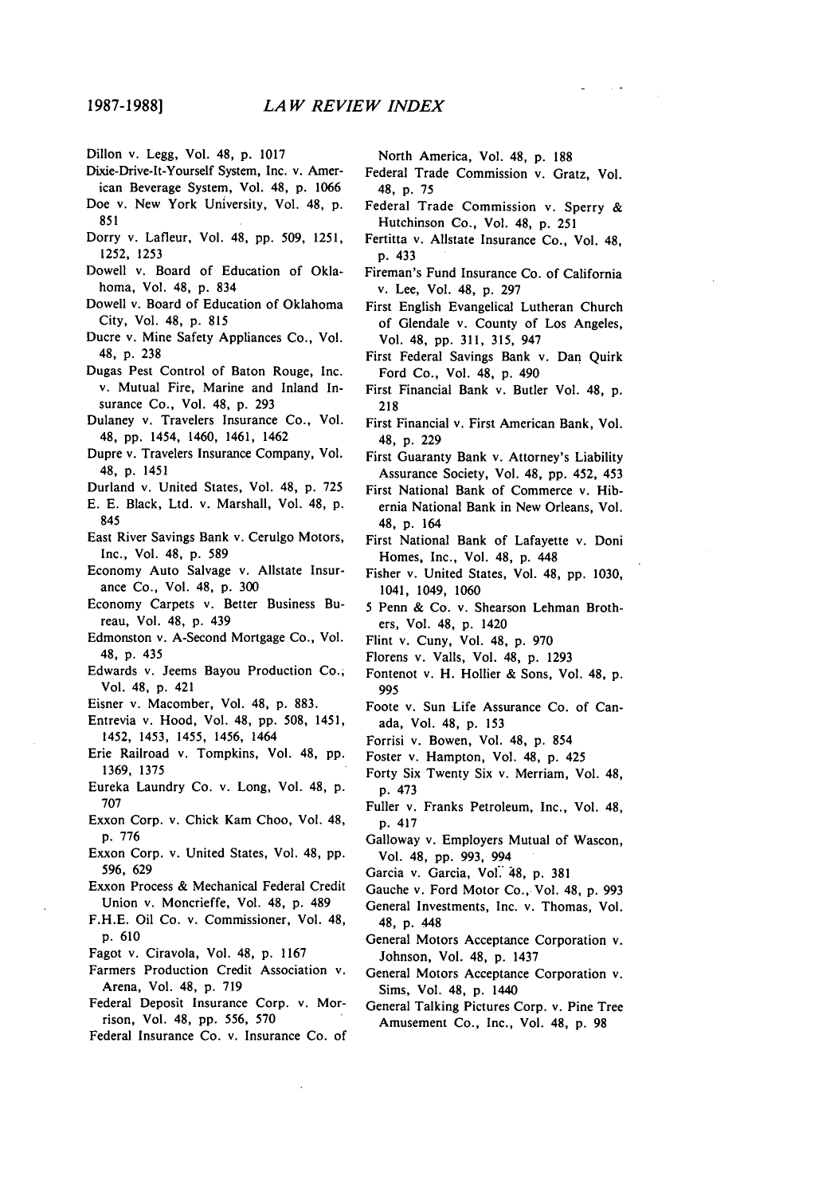Dillon v. Legg, Vol. 48, p. 1017

Dixie-Drive-It-Yourself System, Inc. v. American Beverage System, Vol. 48, p. 1066

Doe v. New York University, Vol. 48, p. 851

Dorry v. Lafleur, Vol. 48, pp. 509, 1251, 1252, 1253

Dowell v. Board of Education of Oklahoma, Vol. 48, p. 834

Dowell v. Board of Education of Oklahoma City, Vol. 48, p. 815

Ducre v. Mine Safety Appliances Co., Vol. 48, p. 238

Dugas Pest Control of Baton Rouge, Inc. v. Mutual Fire, Marine and Inland Insurance Co., Vol. 48, p. 293

Dulaney v. Travelers Insurance Co., Vol. 48, pp. 1454, 1460, 1461, 1462

Dupre v. Travelers Insurance Company, Vol. 48, p. 1451

Durland v. United States, Vol. 48, p. 725

E. E. Black, Ltd. v. Marshall, Vol. 48, p. 845

East River Savings Bank v. Cerulgo Motors, Inc., Vol. 48, p. 589

Economy Auto Salvage v. Allstate Insurance Co., Vol. 48, p. 300

Economy Carpets v. Better Business Bureau, Vol. 48, p. 439

Edmonston v. A-Second Mortgage Co., Vol. 48, p. 435

Edwards v. Jeems Bayou Production Co., Vol. 48, p. 421

Eisner v. Macomber, Vol. 48, p. 883.

Entrevia v. Hood, Vol. 48, pp. 508, 1451, 1452, 1453, 1455, 1456, 1464

Erie Railroad v. Tompkins, Vol. 48, pp. 1369, 1375

Eureka Laundry Co. v. Long, Vol. 48, p. 707

Exxon Corp. v. Chick Kam Choo, Vol. 48, p. 776

Exxon Corp. v. United States, Vol. 48, pp. 596, 629

Exxon Process & Mechanical Federal Credit Union v. Moncrieffe, Vol. 48, p. 489

F.H.E. Oil Co. v. Commissioner, Vol. 48, p. 610

Fagot v. Ciravola, Vol. 48, p. 1167

Farmers Production Credit Association v. Arena, Vol. 48, p. 719

Federal Deposit Insurance Corp. v. Morrison, Vol. 48, pp. 556, 570

Federal Insurance Co. v. Insurance Co. of North America, Vol. 48, p. 188

Federal Trade Commission v. Gratz, Vol. 48, p. 75

Federal Trade Commission v. Sperry & Hutchinson Co., Vol. 48, p. 251

Fertitta v. Allstate Insurance Co., Vol. 48, p. 433

Fireman's Fund Insurance Co. of California v. Lee, Vol. 48, p. 297

First English Evangelical Lutheran Church of Glendale v. County of Los Angeles, Vol. 48, pp. 311, 315, 947

First Federal Savings Bank v. Dan Quirk Ford Co., Vol. 48, p. 490

First Financial Bank v. Butler Vol. 48, p. 218

First Financial v. First American Bank, Vol. 48, p. 229

First Guaranty Bank v. Attorney's Liability Assurance Society, Vol. 48, pp. 452, 453

First National Bank of Commerce v. Hibernia National Bank in New Orleans, Vol. 48, p. 164

First National Bank of Lafayette v. Doni Homes, Inc., Vol. 48, p. 448

Fisher v. United States, Vol. 48, pp. 1030, 1041, 1049, 1060

5 Penn & Co. v. Shearson Lehman Brothers, Vol. 48, p. 1420

Flint v. Cuny, Vol. 48, p. 970

Florens v. Valls, Vol. 48, p. 1293

Fontenot v. H. Hollier & Sons, Vol. 48, p. 995

Foote v. Sun Life Assurance Co. of Canada, Vol. 48, p. 153

Forrisi v. Bowen, Vol. 48, p. 854

Foster v. Hampton, Vol. 48, p. 425

Forty Six Twenty Six v. Merriam, Vol. 48, p. 473

Fuller v. Franks Petroleum, Inc., Vol. 48, p. 417

Galloway v. Employers Mutual of Wascon, Vol. 48, pp. 993, 994

Garcia v. Garcia, Vol. 48, p. 381

Gauche v. Ford Motor Co., Vol. 48, p. 993

General Investments, Inc. v. Thomas, Vol. 48, p. 448

General Motors Acceptance Corporation v. Johnson, Vol. 48, p. 1437

General Motors Acceptance Corporation v. Sims, Vol. 48, p. 1440

General Talking Pictures Corp. v. Pine Tree Amusement Co., Inc., Vol. 48, p. 98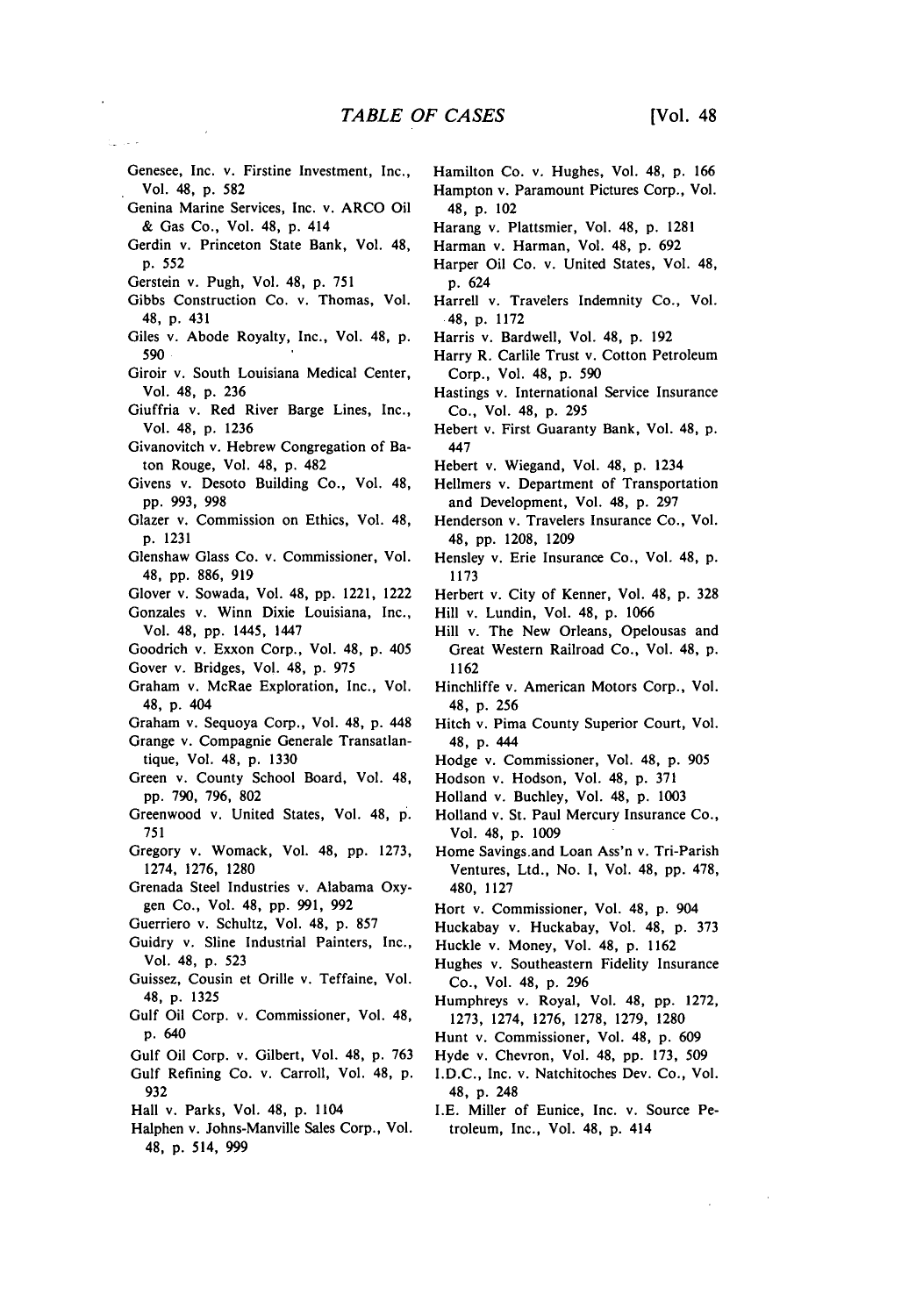Genesee, Inc. v. Firstine Investment, Inc., Vol. 48, p. 582

Genina Marine Services, Inc. v. ARCO Oil & Gas Co., Vol. 48, p. 414

Gerdin v. Princeton State Bank, Vol. 48, p. 552

Gerstein v. Pugh, Vol. 48, p. 751

Gibbs Construction Co. v. Thomas, Vol. 48, p. 431

Giles v. Abode Royalty, Inc., Vol. 48, p. 590

Giroir v. South Louisiana Medical Center, Vol. 48, p. 236

Giuffria v. Red River Barge Lines, Inc., Vol. 48, p. 1236

Givanovitch v. Hebrew Congregation of Baton Rouge, Vol. 48, p. 482

Givens v. Desoto Building Co., Vol. 48, pp. 993, 998

Glazer v. Commission on Ethics, Vol. 48, p. 1231

Glenshaw Glass Co. v. Commissioner, Vol. 48, pp. 886, 919

Glover v. Sowada, Vol. 48, pp. 1221, 1222

Gonzales v. Winn Dixie Louisiana, Inc., Vol. 48, pp. 1445, 1447

Goodrich v. Exxon Corp., Vol. 48, p. 405

Gover v. Bridges, Vol. 48, p. 975

Graham v. McRae Exploration, Inc., Vol. 48, p. 404

Graham v. Sequoya Corp., Vol. 48, p. 448

Grange v. Compagnie Generale Transatlantique, Vol. 48, p. 1330

Green v. County School Board, Vol. 48, pp. 790, 796, 802

Greenwood v. United States, Vol. 48, p. 751

Gregory v. Womack, Vol. 48, pp. 1273, 1274, 1276, 1280

Grenada Steel Industries v. Alabama Oxygen Co., Vol. 48, pp. 991, 992

Guerriero v. Schultz, Vol. 48, p. 857

Guidry v. Sline Industrial Painters, Inc., Vol. 48, p. 523

Guissez, Cousin et Orille v. Teffaine, Vol. 48, p. 1325

Gulf Oil Corp. v. Commissioner, Vol. 48, p. 640

Gulf Oil Corp. v. Gilbert, Vol. 48, p. 763

Gulf Refining Co. v. Carroll, Vol. 48, p. 932

Hall v. Parks, Vol. 48, p. 1104

Halphen v. Johns-Manville Sales Corp., Vol. 48, p. 514, 999

Hamilton Co. v. Hughes, Vol. 48, p. 166

Hampton v. Paramount Pictures Corp., Vol. 48, p. 102

Harang v. Plattsmier, Vol. 48, p. 1281

Harman v. Harman, Vol. 48, p. 692

Harper Oil Co. v. United States, Vol. 48, p. 624

Harrell v. Travelers Indemnity Co., Vol. 48, p. 1172

Harris v. Bardwell, Vol. 48, p. 192

Harry R. Carlile Trust v. Cotton Petroleum Corp., Vol. 48, p. 590

Hastings v. International Service Insurance Co., Vol. 48, p. 295

Hebert v. First Guaranty Bank, Vol. 48, p. 447

Hebert v. Wiegand, Vol. 48, p. 1234

Hellmers v. Department of Transportation and Development, Vol. 48, p. 297

Henderson v. Travelers Insurance Co., Vol. 48, pp. 1208, 1209

Hensley v. Erie Insurance Co., Vol. 48, p. 1173

Herbert v. City of Kenner, Vol. 48, p. 328

Hill v. Lundin, Vol. 48, p. 1066

Hill v. The New Orleans, Opelousas and Great Western Railroad Co., Vol. 48, p. 1162

Hinchliffe v. American Motors Corp., Vol. 48, p. 256

Hitch v. Pima County Superior Court, Vol. 48, p. 444

Hodge v. Commissioner, Vol. 48, p. 905

Hodson v. Hodson, Vol. 48, p. 371

Holland v. Buchley, Vol. 48, p. 1003

Holland v. St. Paul Mercury Insurance Co., Vol. 48, p. 1009

Home Savings and Loan Ass'n v. Tri-Parish Ventures, Ltd., No. I, Vol. 48, pp. 478, 480, 1127

Hort v. Commissioner, Vol. 48, p. 904

Huckabay v. Huckabay, Vol. 48, p. 373

Huckle v. Money, Vol. 48, p. 1162

Hughes v. Southeastern Fidelity Insurance Co., Vol. 48, p. 296

Humphreys v. Royal, Vol. 48, pp. 1272, 1273, 1274, 1276, 1278, 1279, 1280

Hunt v. Commissioner, Vol. 48, p. 609

Hyde v. Chevron, Vol. 48, pp. 173, 509

I.D.C., Inc. v. Natchitoches Dev. Co., Vol. 48, p. 248

I.E. Miller of Eunice, Inc. v. Source Petroleum, Inc., Vol. 48, p. 414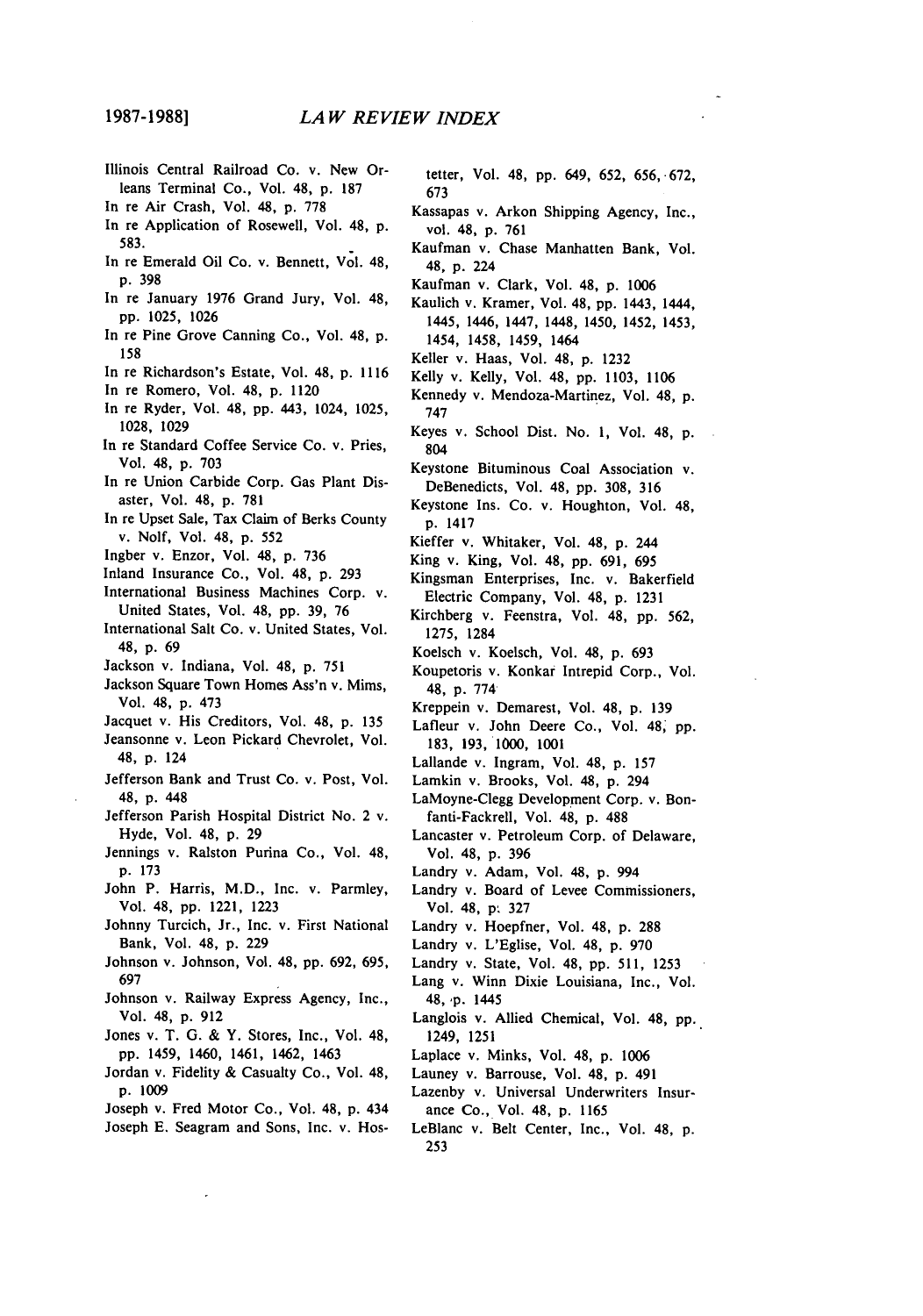Illinois Central Railroad Co. v. New Orleans Terminal Co., Vol. 48, p. 187

In re Air Crash, Vol. 48, p. 778

In re Application of Rosewell, Vol. 48, p. 583.

In re Emerald Oil Co. v. Bennett, Vol. 48, p. 398

In re January 1976 Grand Jury, Vol. 48, pp. 1025, 1026

In re Pine Grove Canning Co., Vol. 48, p. 158

In re Richardson's Estate, Vol. 48, p. 1116

In re Romero, Vol. 48, p. 1120

In re Ryder, Vol. 48, pp. 443, 1024, 1025, 1028, 1029

In re Standard Coffee Service Co. v. Pries, Vol. 48, p. 703

In re Union Carbide Corp. Gas Plant Disaster, Vol. 48, p. 781

In re Upset Sale, Tax Claim of Berks County v. Nolf, Vol. 48, p. 552

Ingber v. Enzor, Vol. 48, p. 736

Inland Insurance Co., Vol. 48, p. 293

International Business Machines Corp. v. United States, Vol. 48, pp. 39, 76

International Salt Co. v. United States, Vol. 48, p. 69

Jackson v. Indiana, Vol. 48, p. 751

Jackson Square Town Homes Ass'n v. Mims, Vol. 48, p. 473

Jacquet v. His Creditors, Vol. 48, p. 135

Jeansonne v. Leon Pickard Chevrolet, Vol. 48, p. 124

Jefferson Bank and Trust Co. v. Post, Vol. 48, p. 448

Jefferson Parish Hospital District No. 2 v. Hyde, Vol. 48, p. 29

Jennings v. Ralston Purina Co., Vol. 48, p. 173

John P. Harris, M.D., Inc. v. Parmley, Vol. 48, pp. 1221, 1223

Johnny Turcich, Jr., Inc. v. First National Bank, Vol. 48, p. 229

Johnson v. Johnson, Vol. 48, pp. 692, 695, 697

Johnson v. Railway Express Agency, Inc., Vol. 48, p. 912

Jones v. T. G. & Y. Stores, Inc., Vol. 48, pp. 1459, 1460, 1461, 1462, 1463

Jordan v. Fidelity & Casualty Co., Vol. 48, p. 1009

Joseph v. Fred Motor Co., Vol. 48, p. 434

Joseph E. Seagram and Sons, Inc. v. Hostetter, Vol. 48, pp. 649, 652, 656, 672, 673

Kassapas v. Arkon Shipping Agency, Inc., vol. 48, p. 761

Kaufman v. Chase Manhatten Bank, Vol. 48, p. 224

Kaufman v. Clark, Vol. 48, p. 1006

Kaulich v. Kramer, Vol. 48, pp. 1443, 1444, 1445, 1446, 1447, 1448, 1450, 1452, 1453, 1454, 1458, 1459, 1464

Keller v. Haas, Vol. 48, p. 1232

Kelly v. Kelly, Vol. 48, pp. 1103, 1106

Kennedy v. Mendoza-Martinez, Vol. 48, p. 747

Keyes v. School Dist. No. 1, Vol. 48, p. 804

Keystone Bituminous Coal Association v. DeBenedicts, Vol. 48, pp. 308, 316

Keystone Ins. Co. v. Houghton, Vol. 48, p. 1417

Kieffer v. Whitaker, Vol. 48, p. 244

King v. King, Vol. 48, pp. 691, 695

Kingsman Enterprises, Inc. v. Bakerfield Electric Company, Vol. 48, p. 1231

Kirchberg v. Feenstra, Vol. 48, pp. 562, 1275, 1284

Koelsch v. Koelsch, Vol. 48, p. 693

Koupetoris v. Konkar Intrepid Corp., Vol. 48, p. 774

Kreppein v. Demarest, Vol. 48, p. 139

Lafleur v. John Deere Co., Vol. 48, pp. 183, 193, 1000, 1001

Lallande v. Ingram, Vol. 48, p. 157

Lamkin v. Brooks, Vol. 48, p. 294

LaMoyne-Clegg Development Corp. v. Bonfanti-Fackrell, Vol. 48, p. 488

Lancaster v. Petroleum Corp. of Delaware, Vol. 48, p. 396

Landry v. Adam, Vol. 48, p. 994

Landry v. Board of Levee Commissioners, Vol. 48, p. 327

Landry v. Hoepfner, Vol. 48, p. 288

Landry v. L'Eglise, Vol. 48, p. 970

Landry v. State, Vol. 48, pp. 511, 1253

Lang v. Winn Dixie Louisiana, Inc., Vol. 48, p. 1445

Langlois v. Allied Chemical, Vol. 48, pp. 1249, 1251

Laplace v. Minks, Vol. 48, p. 1006

Launey v. Barrouse, Vol. 48, p. 491

Lazenby v. Universal Underwriters Insurance Co., Vol. 48, p. 1165

LeBlanc v. Belt Center, Inc., Vol. 48, p. 253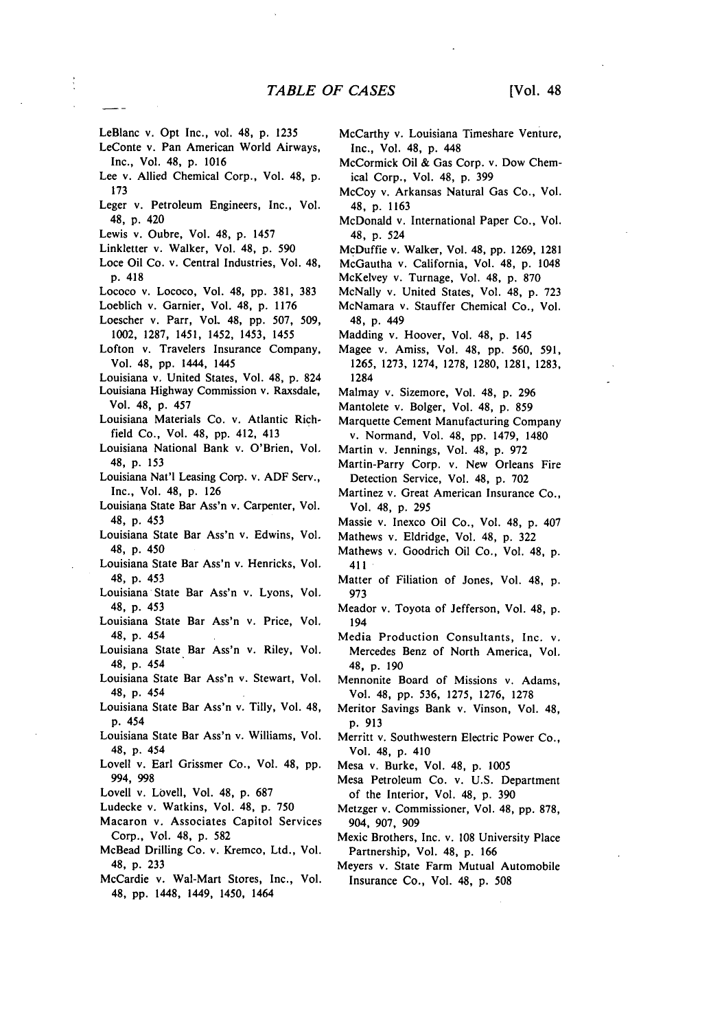LeBlanc v. Opt Inc., vol. 48, p. 1235

LeConte v. Pan American World Airways, Inc., Vol. 48, p. 1016

Lee v. Allied Chemical Corp., Vol. 48, p. 173

Leger v. Petroleum Engineers, Inc., Vol. 48, p. 420

Lewis v. Oubre, Vol. 48, p. 1457

Linkletter v. Walker, Vol. 48, p. 590

Loce Oil Co. v. Central Industries, Vol. 48, p. 418

Lococo v. Lococo, Vol. 48, pp. 381, 383

Loeblich v. Garnier, Vol. 48, p. 1176

Loescher v. Parr, Vol. 48, pp. 507, 509, 1002, 1287, 1451, 1452, 1453, 1455

Lofton v. Travelers Insurance Company, Vol. 48, pp. 1444, 1445

Louisiana v. United States, Vol. 48, p. 824

Louisiana Highway Commission v. Raxsdale, Vol. 48, p. 457

Louisiana Materials Co. v. Atlantic Richfield Co., Vol. 48, pp. 412, 413

Louisiana National Bank v. O'Brien, Vol. 48, p. 153

Louisiana Nat'l Leasing Corp. v. ADF Serv., Inc., Vol. 48, p. 126

Louisiana State Bar Ass'n v. Carpenter, Vol. 48, p. 453

Louisiana State Bar Ass'n v. Edwins, Vol. 48, p. 450

Louisiana State Bar Ass'n v. Henricks, Vol. 48, p. 453

Louisiana State Bar Ass'n v. Lyons, Vol. 48, p. 453

Louisiana State Bar Ass'n v. Price, Vol. 48, p. 454

Louisiana State Bar Ass'n v. Riley, Vol. 48, p. 454

Louisiana State Bar Ass'n v. Stewart, Vol. 48, p. 454

Louisiana State Bar Ass'n v. Tilly, Vol. 48, p. 454

Louisiana State Bar Ass'n v. Williams, Vol. 48, p. 454

Lovell v. Earl Grissmer Co., Vol. 48, pp. 994, 998

Lovell v. Lovell, Vol. 48, p. 687

Ludecke v. Watkins, Vol. 48, p. 750

Macaron v. Associates Capitol Services Corp., Vol. 48, p. 582

McBead Drilling Co. v. Kremco, Ltd., Vol. 48, p. 233

McCardie v. Wal-Mart Stores, Inc., Vol. 48, pp. 1448, 1449, 1450, 1464

McCarthy v. Louisiana Timeshare Venture, Inc., Vol. 48, p. 448

McCormick Oil & Gas Corp. v. Dow Chemical Corp., Vol. 48, p. 399

McCoy v. Arkansas Natural Gas Co., Vol. 48, p. 1163

McDonald v. International Paper Co., Vol. 48, p. 524

McDuffie v. Walker, Vol. 48, pp. 1269, 1281

McGautha v. California, Vol. 48, p. 1048

McKelvey v. Turnage, Vol. 48, p. 870

McNally v. United States, Vol. 48, p. 723

McNamara v. Stauffer Chemical Co., Vol. 48, p. 449

Madding v. Hoover, Vol. 48, p. 145

Magee v. Amiss, Vol. 48, pp. 560, 591, 1265, 1273, 1274, 1278, 1280, 1281, 1283, 1284

Malmay v. Sizemore, Vol. 48, p. 296

Mantolete v. Bolger, Vol. 48, p. 859

Marquette Cement Manufacturing Company v. Normand, Vol. 48, pp. 1479, 1480

Martin v. Jennings, Vol. 48, p. 972

Martin-Parry Corp. v. New Orleans Fire Detection Service, Vol. 48, p. 702

Martinez v. Great American Insurance Co., Vol. 48, p. 295

Massie v. Inexco Oil Co., Vol. 48, p. 407

Mathews v. Eldridge, Vol. 48, p. 322

Mathews v. Goodrich Oil Co., Vol. 48, p. 411

Matter of Filiation of Jones, Vol. 48, p. 973

Meador v. Toyota of Jefferson, Vol. 48, p. 194

Media Production Consultants, Inc. v. Mercedes Benz of North America, Vol. 48, p. 190

Mennonite Board of Missions v. Adams, Vol. 48, pp. 536, 1275, 1276, 1278

Meritor Savings Bank v. Vinson, Vol. 48, p. 913

Merritt v. Southwestern Electric Power Co., Vol. 48, p. 410

Mesa v. Burke, Vol. 48, p. 1005

Mesa Petroleum Co. v. U.S. Department of the Interior, Vol. 48, p. 390

Metzger v. Commissioner, Vol. 48, pp. 878, 904, 907, 909

Mexic Brothers, Inc. v. 108 University Place Partnership, Vol. 48, p. 166

Meyers v. State Farm Mutual Automobile Insurance Co., Vol. 48, p. 508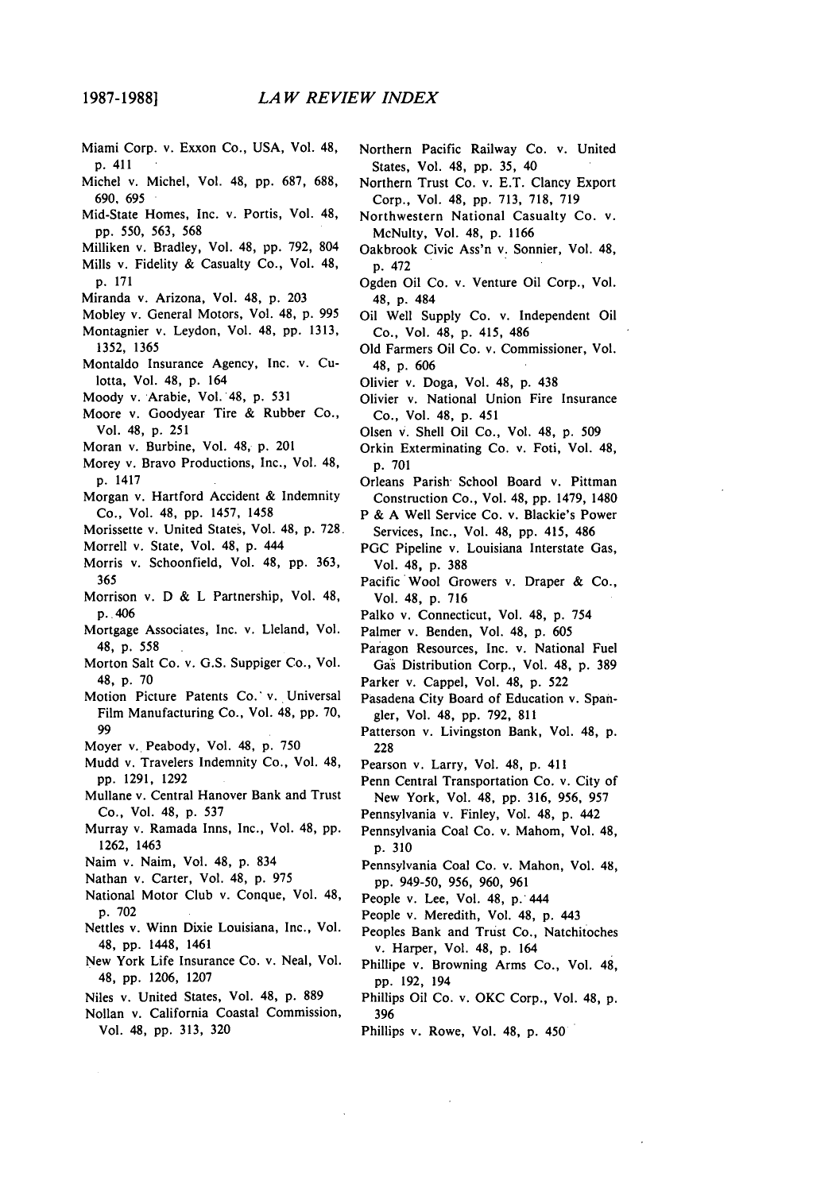Miami Corp. v. Exxon Co., USA, Vol. 48, p. 411

Michel v. Michel, Vol. 48, pp. 687, 688, 690, 695

Mid-State Homes, Inc. v. Portis, Vol. 48, pp. 550, 563, 568

Milliken v. Bradley, Vol. 48, pp. 792, 804

Mills v. Fidelity & Casualty Co., Vol. 48, p. 171

Miranda v. Arizona, Vol. 48, p. 203

Mobley v. General Motors, Vol. 48, p. 995

Montagnier v. Leydon, Vol. 48, pp. 1313, 1352, 1365

Montaldo Insurance Agency, Inc. v. Culotta, Vol. 48, p. 164

Moody v. Arabie, Vol. 48, p. 531

Moore v. Goodyear Tire & Rubber Co., Vol. 48, p. 251

Moran v. Burbine, Vol. 48, p. 201

Morey v. Bravo Productions, Inc., Vol. 48, p. 1417

Morgan v. Hartford Accident & Indemnity Co., Vol. 48, pp. 1457, 1458

Morissette v. United States, Vol. 48, p. 728.

Morrell v. State, Vol. 48, p. 444

Morris v. Schoonfield, Vol. 48, pp. 363, 365

Morrison v. D & L Partnership, Vol. 48, p. 406

Mortgage Associates, Inc. v. Lleland, Vol. 48, p. 558

Morton Salt Co. v. G.S. Suppiger Co., Vol. 48, p. 70

Motion Picture Patents Co. v. Universal Film Manufacturing Co., Vol. 48, pp. 70, 99

Moyer v. Peabody, Vol. 48, p. 750

Mudd v. Travelers Indemnity Co., Vol. 48, pp. 1291, 1292

Mullane v. Central Hanover Bank and Trust Co., Vol. 48, p. 537

Murray v. Ramada Inns, Inc., Vol. 48, pp. 1262, 1463

Naim v. Naim, Vol. 48, p. 834

Nathan v. Carter, Vol. 48, p. 975

National Motor Club v. Conque, Vol. 48, p. 702

Nettles v. Winn Dixie Louisiana, Inc., Vol. 48, pp. 1448, 1461

New York Life Insurance Co. v. Neal, Vol. 48, pp. 1206, 1207

Niles v. United States, Vol. 48, p. 889

Nollan v. California Coastal Commission, Vol. 48, pp. 313, 320

Northern Pacific Railway Co. v. United States, Vol. 48, pp. 35, 40

Northern Trust Co. v. E.T. Clancy Export Corp., Vol. 48, pp. 713, 718, 719

Northwestern National Casualty Co. v. McNulty, Vol. 48, p. 1166

Oakbrook Civic Ass'n v. Sonnier, Vol. 48, p. 472

Ogden Oil Co. v. Venture Oil Corp., Vol. 48, p. 484

Oil Well Supply Co. v. Independent Oil Co., Vol. 48, p. 415, 486

Old Farmers Oil Co. v. Commissioner, Vol. 48, p. 606

Olivier v. Doga, Vol. 48, p. 438

Olivier v. National Union Fire Insurance Co., Vol. 48, p. 451

Olsen v. Shell Oil Co., Vol. 48, p. 509

Orkin Exterminating Co. v. Foti, Vol. 48, p. 701

Orleans Parish School Board v. Pittman Construction Co., Vol. 48, pp. 1479, 1480

P & A Well Service Co. v. Blackie's Power Services, Inc., Vol. 48, pp. 415, 486

PGC Pipeline v. Louisiana Interstate Gas, Vol. 48, p. 388

Pacific Wool Growers v. Draper & Co., Vol. 48, p. 716

Palko v. Connecticut, Vol. 48, p. 754

Palmer v. Benden, Vol. 48, p. 605

Paragon Resources, Inc. v. National Fuel Gas Distribution Corp., Vol. 48, p. 389

Parker v. Cappel, Vol. 48, p. 522

Pasadena City Board of Education v. Spangler, Vol. 48, pp. 792, 811

Patterson v. Livingston Bank, Vol. 48, p. 228

Pearson v. Larry, Vol. 48, p. 411

Penn Central Transportation Co. v. City of New York, Vol. 48, pp. 316, 956, 957

Pennsylvania v. Finley, Vol. 48, p. 442

Pennsylvania Coal Co. v. Mahom, Vol. 48, p. 310

Pennsylvania Coal Co. v. Mahon, Vol. 48, pp. 949-50, 956, 960, 961

People v. Lee, Vol. 48, p. 444

People v. Meredith, Vol. 48, p. 443

Peoples Bank and Trust Co., Natchitoches v. Harper, Vol. 48, p. 164

Phillipe v. Browning Arms Co., Vol. 48, pp. 192, 194

Phillips Oil Co. v. OKC Corp., Vol. 48, p. 396

Phillips v. Rowe, Vol. 48, p. 450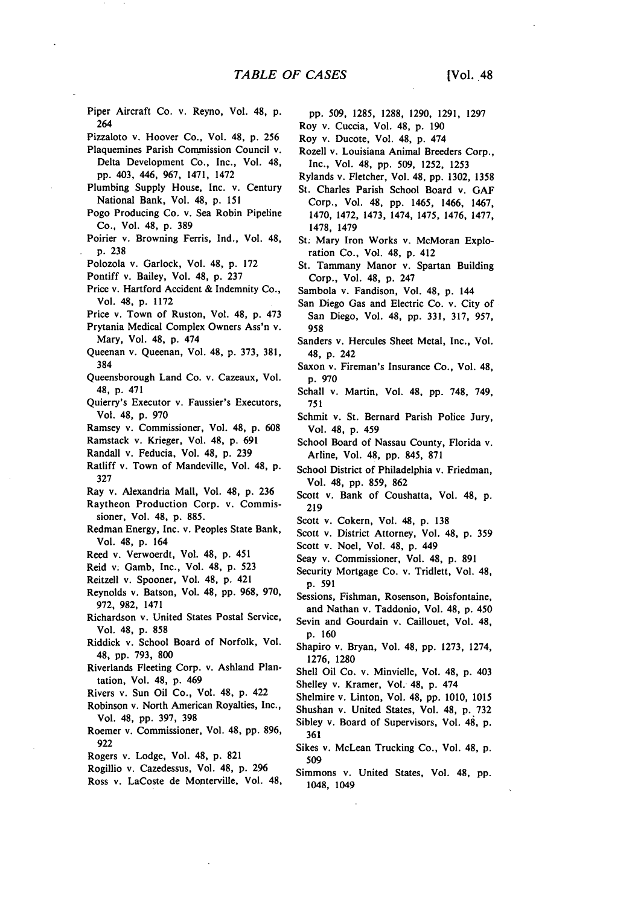Piper Aircraft Co. v. Reyno, Vol. 48, p. 264

Pizzaloto v. Hoover Co., Vol. 48, p. 256

Plaquemines Parish Commission Council v. Delta Development Co., Inc., Vol. 48, pp. 403, 446, 967, 1471, 1472

Plumbing Supply House, Inc. v. Century National Bank, Vol. 48, p. 151

Pogo Producing Co. v. Sea Robin Pipeline Co., Vol. 48, p. 389

Poirier v. Browning Ferris, Ind., Vol. 48, p. 238

Polozola v. Garlock, Vol. 48, p. 172

Pontiff v. Bailey, Vol. 48, p. 237

Price v. Hartford Accident & Indemnity Co., Vol. 48, p. 1172

Price v. Town of Ruston, Vol. 48, p. 473

Prytania Medical Complex Owners Ass'n v. Mary, Vol. 48, p. 474

Queenan v. Queenan, Vol. 48, p. 373, 381, 384

Queensborough Land Co. v. Cazeaux, Vol. 48, p. 471

Quierry's Executor v. Faussier's Executors, Vol. 48, p. 970

Ramsey v. Commissioner, Vol. 48, p. 608

Ramstack v. Krieger, Vol. 48, p. 691

Randall v. Feducia, Vol. 48, p. 239

Ratliff v. Town of Mandeville, Vol. 48, p. 327

Ray v. Alexandria Mall, Vol. 48, p. 236

Raytheon Production Corp. v. Commissioner, Vol. 48, p. 885.

Redman Energy, Inc. v. Peoples State Bank, Vol. 48, p. 164

Reed v. Verwoerdt, Vol. 48, p. 451

Reid v. Gamb, Inc., Vol. 48, p. 523

Reitzell v. Spooner, Vol. 48, p. 421

Reynolds v. Batson, Vol. 48, pp. 968, 970, 972, 982, 1471

Richardson v. United States Postal Service, Vol. 48, p. 858

Riddick v. School Board of Norfolk, Vol. 48, pp. 793, 800

Riverlands Fleeting Corp. v. Ashland Plantation, Vol. 48, p. 469

Rivers v. Sun Oil Co., Vol. 48, p. 422

Robinson v. North American Royalties, Inc., Vol. 48, pp. 397, 398

Roemer v. Commissioner, Vol. 48, pp. 896, 922

Rogers v. Lodge, Vol. 48, p. 821

Rogillio v. Cazedessus, Vol. 48, p. 296

Ross v. LaCoste de Monterville, Vol. 48, pp. 509, 1285, 1288, 1290, 1291, 1297

Roy v. Cuccia, Vol. 48, p. 190

Roy v. Ducote, Vol. 48, p. 474

Rozell v. Louisiana Animal Breeders Corp., Inc., Vol. 48, pp. 509, 1252, 1253

Rylands v. Fletcher, Vol. 48, pp. 1302, 1358

St. Charles Parish School Board v. GAF Corp., Vol. 48, pp. 1465, 1466, 1467, 1470, 1472, 1473, 1474, 1475, 1476, 1477, 1478, 1479

St. Mary Iron Works v. McMoran Exploration Co., Vol. 48, p. 412

St. Tammany Manor v. Spartan Building Corp., Vol. 48, p. 247

Sambola v. Fandison, Vol. 48, p. 144

San Diego Gas and Electric Co. v. City of San Diego, Vol. 48, pp. 331, 317, 957, 958

Sanders v. Hercules Sheet Metal, Inc., Vol. 48, p. 242

Saxon v. Fireman's Insurance Co., Vol. 48, p. 970

Schall v. Martin, Vol. 48, pp. 748, 749, 751

Schmit v. St. Bernard Parish Police Jury, Vol. 48, p. 459

School Board of Nassau County, Florida v. Arline, Vol. 48, pp. 845, 871

School District of Philadelphia v. Friedman, Vol. 48, pp. 859, 862

Scott v. Bank of Coushatta, Vol. 48, p. 219

Scott v. Cokern, Vol. 48, p. 138

Scott v. District Attorney, Vol. 48, p. 359

Scott v. Noel, Vol. 48, p. 449

Seay v. Commissioner, Vol. 48, p. 891

Security Mortgage Co. v. Tridlett, Vol. 48, p. 591

Sessions, Fishman, Rosenson, Boisfontaine, and Nathan v. Taddonio, Vol. 48, p. 450

Sevin and Gourdain v. Caillouet, Vol. 48, p. 160

Shapiro v. Bryan, Vol. 48, pp. 1273, 1274, 1276, 1280

Shell Oil Co. v. Minvielle, Vol. 48, p. 403

Shelley v. Kramer, Vol. 48, p. 474

Shelmire v. Linton, Vol. 48, pp. 1010, 1015

Shushan v. United States, Vol. 48, p. 732

Sibley v. Board of Supervisors, Vol. 48, p. 361

Sikes v. McLean Trucking Co., Vol. 48, p. 509

Simmons v. United States, Vol. 48, pp. 1048, 1049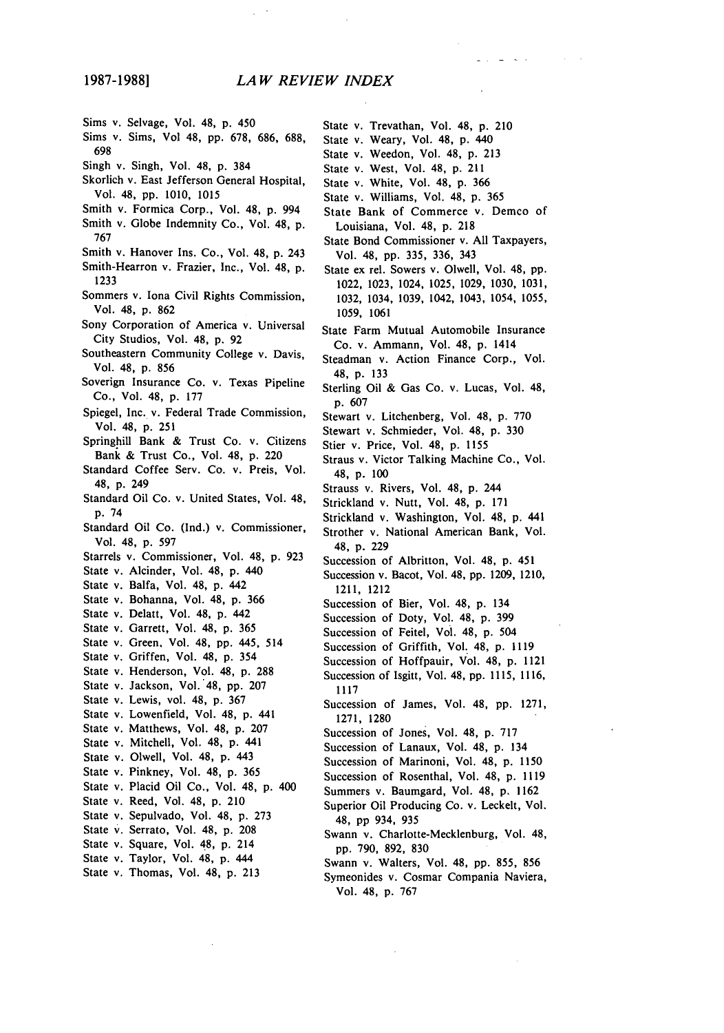Sims v. Selvage, Vol. 48, p. 450
Sims v. Sims, Vol 48, pp. 678, 686, 688, 698
Singh v. Singh, Vol. 48, p. 384
Skorlich v. East Jefferson General Hospital, Vol. 48, pp. 1010, 1015
Smith v. Formica Corp., Vol. 48, p. 994
Smith v. Globe Indemnity Co., Vol. 48, p. 767
Smith v. Hanover Ins. Co., Vol. 48, p. 243
Smith-Hearron v. Frazier, Inc., Vol. 48, p. 1233
Sommers v. Iona Civil Rights Commission, Vol. 48, p. 862
Sony Corporation of America v. Universal City Studios, Vol. 48, p. 92
Southeastern Community College v. Davis, Vol. 48, p. 856
Soverign Insurance Co. v. Texas Pipeline Co., Vol. 48, p. 177
Spiegel, Inc. v. Federal Trade Commission, Vol. 48, p. 251
Springhill Bank & Trust Co. v. Citizens Bank & Trust Co., Vol. 48, p. 220
Standard Coffee Serv. Co. v. Preis, Vol. 48, p. 249
Standard Oil Co. v. United States, Vol. 48, p. 74
Standard Oil Co. (Ind.) v. Commissioner, Vol. 48, p. 597
Starrels v. Commissioner, Vol. 48, p. 923
State v. Alcinder, Vol. 48, p. 440
State v. Balfa, Vol. 48, p. 442
State v. Bohanna, Vol. 48, p. 366
State v. Delatt, Vol. 48, p. 442
State v. Garrett, Vol. 48, p. 365
State v. Green, Vol. 48, pp. 445, 514
State v. Griffen, Vol. 48, p. 354
State v. Henderson, Vol. 48, p. 288
State v. Jackson, Vol. 48, pp. 207
State v. Lewis, vol. 48, p. 367
State v. Lowenfield, Vol. 48, p. 441
State v. Matthews, Vol. 48, p. 207
State v. Mitchell, Vol. 48, p. 441
State v. Olwell, Vol. 48, p. 443
State v. Pinkney, Vol. 48, p. 365
State v. Placid Oil Co., Vol. 48, p. 400
State v. Reed, Vol. 48, p. 210
State v. Sepulvado, Vol. 48, p. 273
State v. Serrato, Vol. 48, p. 208
State v. Square, Vol. 48, p. 214
State v. Taylor, Vol. 48, p. 444
State v. Thomas, Vol. 48, p. 213
State v. Trevathan, Vol. 48, p. 210
State v. Weary, Vol. 48, p. 440
State v. Weedon, Vol. 48, p. 213
State v. West, Vol. 48, p. 211
State v. White, Vol. 48, p. 366
State v. Williams, Vol. 48, p. 365
State Bank of Commerce v. Demco of Louisiana, Vol. 48, p. 218
State Bond Commissioner v. All Taxpayers, Vol. 48, pp. 335, 336, 343
State ex rel. Sowers v. Olwell, Vol. 48, pp. 1022, 1023, 1024, 1025, 1029, 1030, 1031, 1032, 1034, 1039, 1042, 1043, 1054, 1055, 1059, 1061
State Farm Mutual Automobile Insurance Co. v. Ammann, Vol. 48, p. 1414
Steadman v. Action Finance Corp., Vol. 48, p. 133
Sterling Oil & Gas Co. v. Lucas, Vol. 48, p. 607
Stewart v. Litchenberg, Vol. 48, p. 770
Stewart v. Schmieder, Vol. 48, p. 330
Stier v. Price, Vol. 48, p. 1155
Straus v. Victor Talking Machine Co., Vol. 48, p. 100
Strauss v. Rivers, Vol. 48, p. 244
Strickland v. Nutt, Vol. 48, p. 171
Strickland v. Washington, Vol. 48, p. 441
Strother v. National American Bank, Vol. 48, p. 229
Succession of Albritton, Vol. 48, p. 451
Succession v. Bacot, Vol. 48, pp. 1209, 1210, 1211, 1212
Succession of Bier, Vol. 48, p. 134
Succession of Doty, Vol. 48, p. 399
Succession of Feitel, Vol. 48, p. 504
Succession of Griffith, Vol. 48, p. 1119
Succession of Hoffpauir, Vol. 48, p. 1121
Succession of Isgitt, Vol. 48, pp. 1115, 1116, 1117
Succession of James, Vol. 48, pp. 1271, 1271, 1280
Succession of Jones, Vol. 48, p. 717
Succession of Lanaux, Vol. 48, p. 134
Succession of Marinoni, Vol. 48, p. 1150
Succession of Rosenthal, Vol. 48, p. 1119
Summers v. Baumgard, Vol. 48, p. 1162
Superior Oil Producing Co. v. Leckelt, Vol. 48, pp 934, 935
Swann v. Charlotte-Mecklenburg, Vol. 48, pp. 790, 892, 830
Swann v. Walters, Vol. 48, pp. 855, 856
Symeonides v. Cosmar Compania Naviera, Vol. 48, p. 767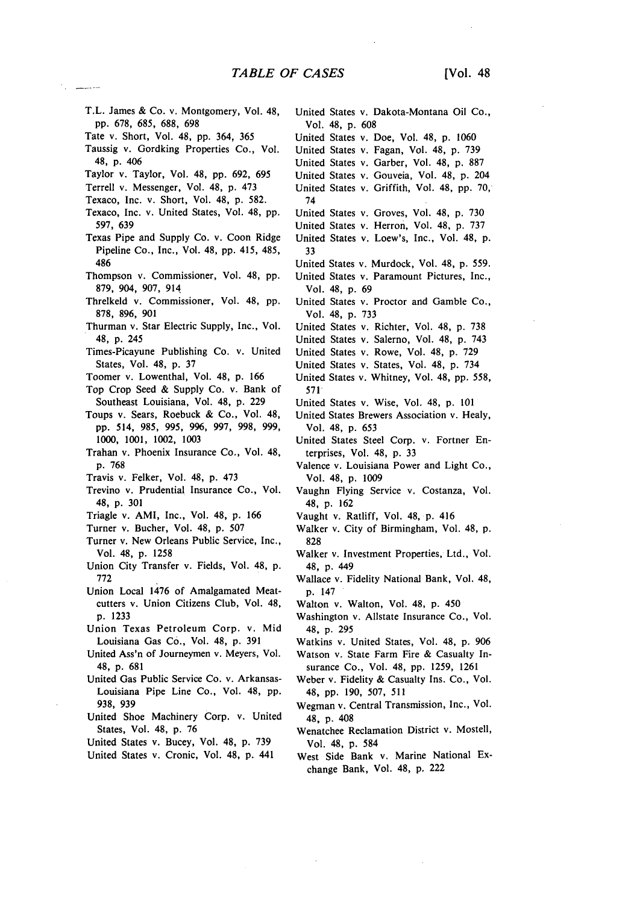T.L. James & Co. v. Montgomery, Vol. 48, pp. 678, 685, 688, 698

Tate v. Short, Vol. 48, pp. 364, 365

Taussig v. Gordking Properties Co., Vol. 48, p. 406

Taylor v. Taylor, Vol. 48, pp. 692, 695

Terrell v. Messenger, Vol. 48, p. 473

Texaco, Inc. v. Short, Vol. 48, p. 582.

Texaco, Inc. v. United States, Vol. 48, pp. 597, 639

Texas Pipe and Supply Co. v. Coon Ridge Pipeline Co., Inc., Vol. 48, pp. 415, 485, 486

Thompson v. Commissioner, Vol. 48, pp. 879, 904, 907, 914

Threlkeld v. Commissioner, Vol. 48, pp. 878, 896, 901

Thurman v. Star Electric Supply, Inc., Vol. 48, p. 245

Times-Picayune Publishing Co. v. United States, Vol. 48, p. 37

Toomer v. Lowenthal, Vol. 48, p. 166

Top Crop Seed & Supply Co. v. Bank of Southeast Louisiana, Vol. 48, p. 229

Toups v. Sears, Roebuck & Co., Vol. 48, pp. 514, 985, 995, 996, 997, 998, 999, 1000, 1001, 1002, 1003

Trahan v. Phoenix Insurance Co., Vol. 48, p. 768

Travis v. Felker, Vol. 48, p. 473

Trevino v. Prudential Insurance Co., Vol. 48, p. 301

Triagle v. AMI, Inc., Vol. 48, p. 166

Turner v. Bucher, Vol. 48, p. 507

Turner v. New Orleans Public Service, Inc., Vol. 48, p. 1258

Union City Transfer v. Fields, Vol. 48, p. 772

Union Local 1476 of Amalgamated Meatcutters v. Union Citizens Club, Vol. 48, p. 1233

Union Texas Petroleum Corp. v. Mid Louisiana Gas Co., Vol. 48, p. 391

United Ass'n of Journeymen v. Meyers, Vol. 48, p. 681

United Gas Public Service Co. v. Arkansas-Louisiana Pipe Line Co., Vol. 48, pp. 938, 939

United Shoe Machinery Corp. v. United States, Vol. 48, p. 76

United States v. Bucey, Vol. 48, p. 739

United States v. Cronic, Vol. 48, p. 441

United States v. Dakota-Montana Oil Co., Vol. 48, p. 608

United States v. Doe, Vol. 48, p. 1060

United States v. Fagan, Vol. 48, p. 739

United States v. Garber, Vol. 48, p. 887

United States v. Gouveia, Vol. 48, p. 204

United States v. Griffith, Vol. 48, pp. 70, 74

United States v. Groves, Vol. 48, p. 730

United States v. Herron, Vol. 48, p. 737

United States v. Loew's, Inc., Vol. 48, p. 33

United States v. Murdock, Vol. 48, p. 559.

United States v. Paramount Pictures, Inc., Vol. 48, p. 69

United States v. Proctor and Gamble Co., Vol. 48, p. 733

United States v. Richter, Vol. 48, p. 738

United States v. Salerno, Vol. 48, p. 743

United States v. Rowe, Vol. 48, p. 729

United States v. States, Vol. 48, p. 734

United States v. Whitney, Vol. 48, pp. 558, 571

United States v. Wise, Vol. 48, p. 101

United States Brewers Association v. Healy, Vol. 48, p. 653

United States Steel Corp. v. Fortner Enterprises, Vol. 48, p. 33

Valence v. Louisiana Power and Light Co., Vol. 48, p. 1009

Vaughn Flying Service v. Costanza, Vol. 48, p. 162

Vaught v. Ratliff, Vol. 48, p. 416

Walker v. City of Birmingham, Vol. 48, p. 828

Walker v. Investment Properties, Ltd., Vol. 48, p. 449

Wallace v. Fidelity National Bank, Vol. 48, p. 147

Walton v. Walton, Vol. 48, p. 450

Washington v. Allstate Insurance Co., Vol. 48, p. 295

Watkins v. United States, Vol. 48, p. 906

Watson v. State Farm Fire & Casualty Insurance Co., Vol. 48, pp. 1259, 1261

Weber v. Fidelity & Casualty Ins. Co., Vol. 48, pp. 190, 507, 511

Wegman v. Central Transmission, Inc., Vol. 48, p. 408

Wenatchee Reclamation District v. Mostell, Vol. 48, p. 584

West Side Bank v. Marine National Exchange Bank, Vol. 48, p. 222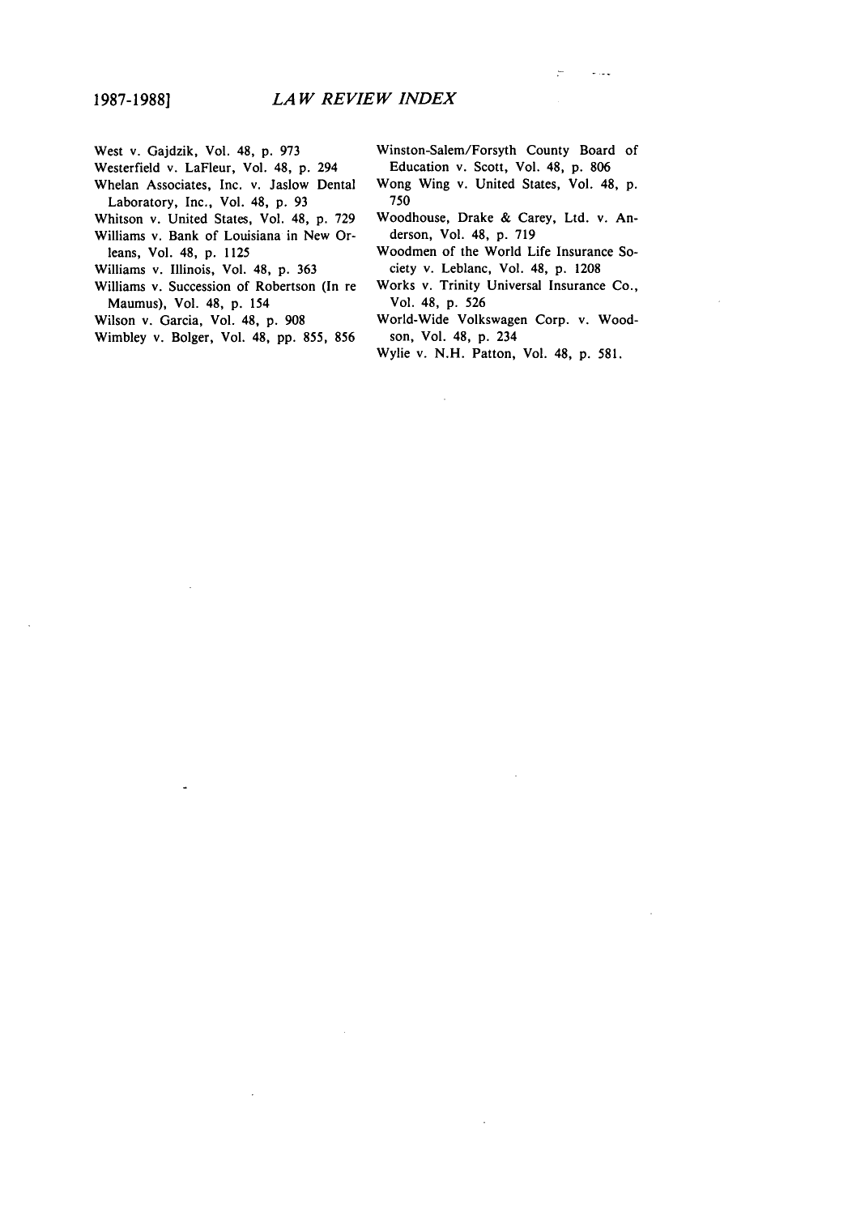West v. Gajdzik, Vol. 48, p. 973
Westerfield v. LaFleur, Vol. 48, p. 294
Whelan Associates, Inc. v. Jaslow Dental Laboratory, Inc., Vol. 48, p. 93
Whitson v. United States, Vol. 48, p. 729
Williams v. Bank of Louisiana in New Orleans, Vol. 48, p. 1125
Williams v. Illinois, Vol. 48, p. 363
Williams v. Succession of Robertson (In re Maumus), Vol. 48, p. 154
Wilson v. Garcia, Vol. 48, p. 908
Wimbley v. Bolger, Vol. 48, pp. 855, 856
Winston-Salem/Forsyth County Board of Education v. Scott, Vol. 48, p. 806
Wong Wing v. United States, Vol. 48, p. 750
Woodhouse, Drake & Carey, Ltd. v. Anderson, Vol. 48, p. 719
Woodmen of the World Life Insurance Society v. Leblanc, Vol. 48, p. 1208
Works v. Trinity Universal Insurance Co., Vol. 48, p. 526
World-Wide Volkswagen Corp. v. Woodson, Vol. 48, p. 234
Wylie v. N.H. Patton, Vol. 48, p. 581.